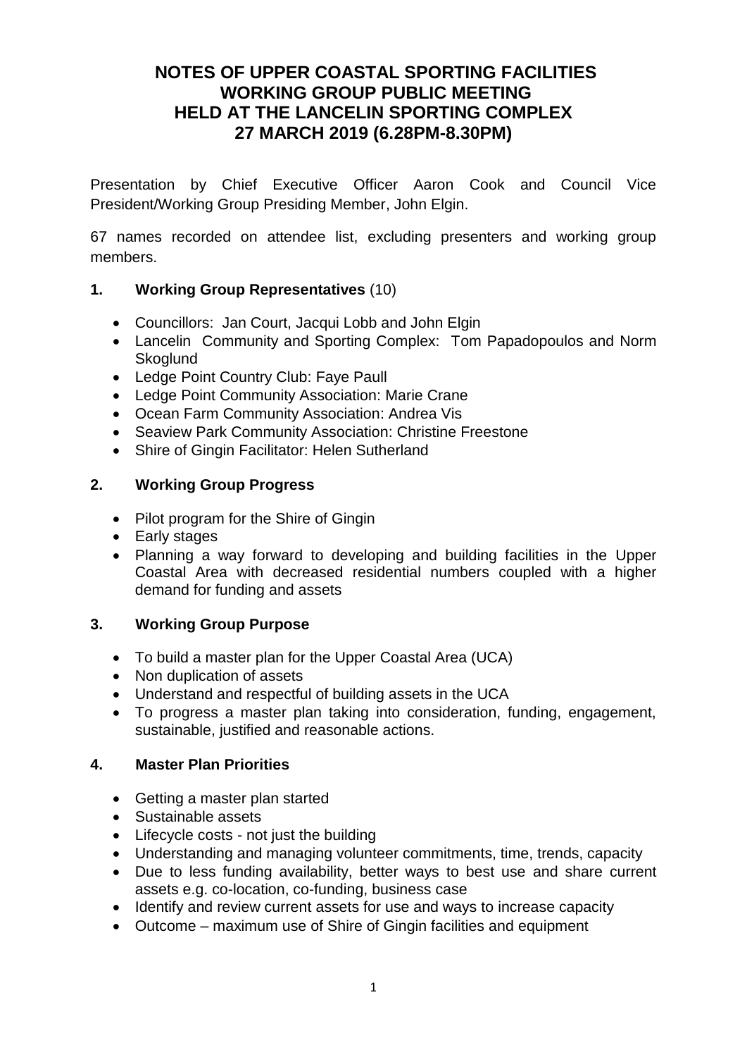# NOTES OF UPPER COASTAL SPORTING FACILITIES WORKING GROUP PUBLIC MEETING HELD AT THE LANCELIN SPORTING COMPLEX 27 MARCH 2019 (6.28PM-8.30PM)

Presentation by Chief Executive Officer Aaron Cook and Council Vice President/Working Group Presiding Member, John Elgin.

67 names recorded on attendee list, excluding presenters and working group members.

## 1. Working Group Representatives (10)

- Councillors: Jan Court, Jacqui Lobb and John Elgin
- Lancelin Community and Sporting Complex: Tom Papadopoulos and Norm Skoglund
- Ledge Point Country Club: Faye Paull
- Ledge Point Community Association: Marie Crane
- Ocean Farm Community Association: Andrea Vis
- Seaview Park Community Association: Christine Freestone
- Shire of Gingin Facilitator: Helen Sutherland

## 2. Working Group Progress

- Pilot program for the Shire of Gingin
- Early stages
- Planning a way forward to developing and building facilities in the Upper Coastal Area with decreased residential numbers coupled with a higher demand for funding and assets

## 3. Working Group Purpose

- To build a master plan for the Upper Coastal Area (UCA)
- Non duplication of assets
- Understand and respectful of building assets in the UCA
- To progress a master plan taking into consideration, funding, engagement, sustainable, justified and reasonable actions.

## 4. Master Plan Priorities

- Getting a master plan started
- Sustainable assets
- Lifecycle costs - not just the building
- Understanding and managing volunteer commitments, time, trends, capacity
- Due to less funding availability, better ways to best use and share current assets e.g. co-location, co-funding, business case
- Identify and review current assets for use and ways to increase capacity
- Outcome – maximum use of Shire of Gingin facilities and equipment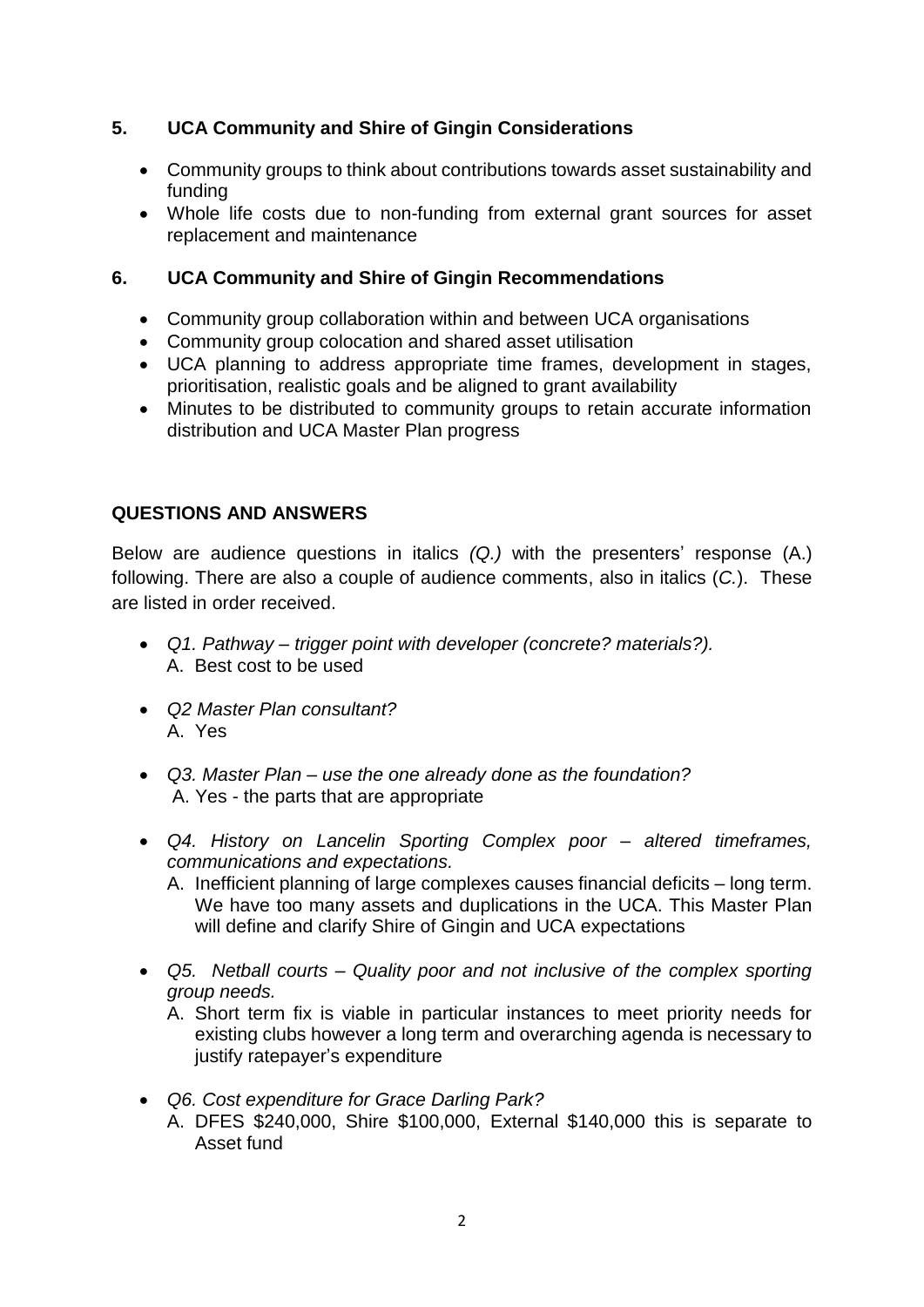## 5. UCA Community and Shire of Gingin Considerations

- Community groups to think about contributions towards asset sustainability and funding
- Whole life costs due to non-funding from external grant sources for asset replacement and maintenance

## 6. UCA Community and Shire of Gingin Recommendations

- Community group collaboration within and between UCA organisations
- Community group colocation and shared asset utilisation
- UCA planning to address appropriate time frames, development in stages, prioritisation, realistic goals and be aligned to grant availability
- Minutes to be distributed to community groups to retain accurate information distribution and UCA Master Plan progress

## QUESTIONS AND ANSWERS

Below are audience questions in italics *(Q.)* with the presenters' response (A.) following. There are also a couple of audience comments, also in italics (*C.*). These are listed in order received.

- *Q1. Pathway – trigger point with developer (concrete? materials?).*
  A. Best cost to be used

- *Q2 Master Plan consultant?*
  A. Yes

- *Q3. Master Plan – use the one already done as the foundation?*
  A. Yes - the parts that are appropriate

- *Q4. History on Lancelin Sporting Complex poor – altered timeframes, communications and expectations.*
  A. Inefficient planning of large complexes causes financial deficits – long term. We have too many assets and duplications in the UCA. This Master Plan will define and clarify Shire of Gingin and UCA expectations

- *Q5. Netball courts – Quality poor and not inclusive of the complex sporting group needs.*
  A. Short term fix is viable in particular instances to meet priority needs for existing clubs however a long term and overarching agenda is necessary to justify ratepayer's expenditure

- *Q6. Cost expenditure for Grace Darling Park?*
  A. DFES \$240,000, Shire \$100,000, External \$140,000 this is separate to Asset fund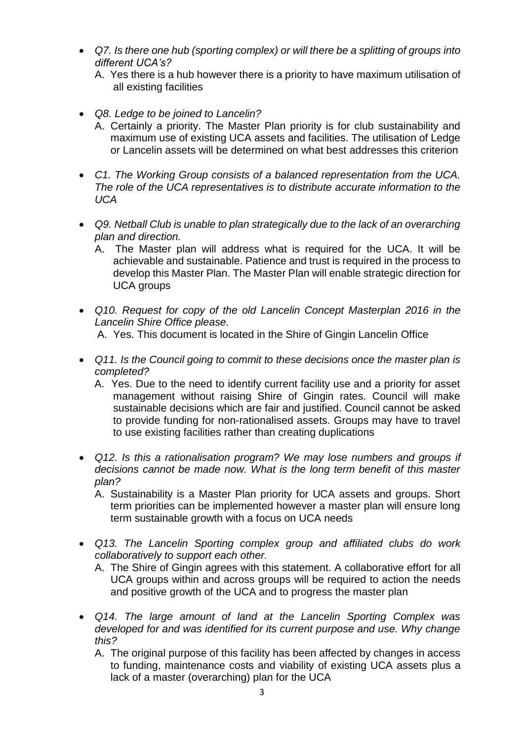- *Q7. Is there one hub (sporting complex) or will there be a splitting of groups into different UCA's?*
  A. Yes there is a hub however there is a priority to have maximum utilisation of all existing facilities

- *Q8. Ledge to be joined to Lancelin?*
  A. Certainly a priority. The Master Plan priority is for club sustainability and maximum use of existing UCA assets and facilities. The utilisation of Ledge or Lancelin assets will be determined on what best addresses this criterion

- *C1. The Working Group consists of a balanced representation from the UCA. The role of the UCA representatives is to distribute accurate information to the UCA*

- *Q9. Netball Club is unable to plan strategically due to the lack of an overarching plan and direction.*
  A. The Master plan will address what is required for the UCA. It will be achievable and sustainable. Patience and trust is required in the process to develop this Master Plan. The Master Plan will enable strategic direction for UCA groups

- *Q10. Request for copy of the old Lancelin Concept Masterplan 2016 in the Lancelin Shire Office please.*
  A. Yes. This document is located in the Shire of Gingin Lancelin Office

- *Q11. Is the Council going to commit to these decisions once the master plan is completed?*
  A. Yes. Due to the need to identify current facility use and a priority for asset management without raising Shire of Gingin rates. Council will make sustainable decisions which are fair and justified. Council cannot be asked to provide funding for non-rationalised assets. Groups may have to travel to use existing facilities rather than creating duplications

- *Q12. Is this a rationalisation program? We may lose numbers and groups if decisions cannot be made now. What is the long term benefit of this master plan?*
  A. Sustainability is a Master Plan priority for UCA assets and groups. Short term priorities can be implemented however a master plan will ensure long term sustainable growth with a focus on UCA needs

- *Q13. The Lancelin Sporting complex group and affiliated clubs do work collaboratively to support each other.*
  A. The Shire of Gingin agrees with this statement. A collaborative effort for all UCA groups within and across groups will be required to action the needs and positive growth of the UCA and to progress the master plan

- *Q14. The large amount of land at the Lancelin Sporting Complex was developed for and was identified for its current purpose and use. Why change this?*
  A. The original purpose of this facility has been affected by changes in access to funding, maintenance costs and viability of existing UCA assets plus a lack of a master (overarching) plan for the UCA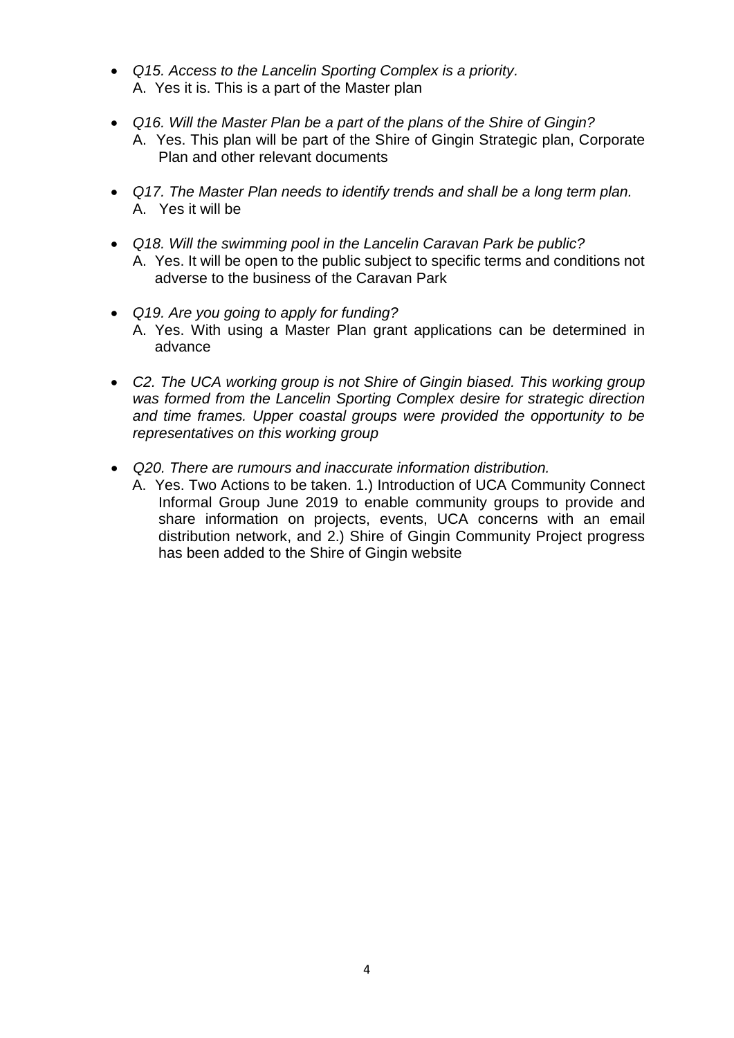- *Q15. Access to the Lancelin Sporting Complex is a priority.*
  A. Yes it is. This is a part of the Master plan

- *Q16. Will the Master Plan be a part of the plans of the Shire of Gingin?*
  A. Yes. This plan will be part of the Shire of Gingin Strategic plan, Corporate Plan and other relevant documents

- *Q17. The Master Plan needs to identify trends and shall be a long term plan.*
  A. Yes it will be

- *Q18. Will the swimming pool in the Lancelin Caravan Park be public?*
  A. Yes. It will be open to the public subject to specific terms and conditions not adverse to the business of the Caravan Park

- *Q19. Are you going to apply for funding?*
  A. Yes. With using a Master Plan grant applications can be determined in advance

- *C2. The UCA working group is not Shire of Gingin biased. This working group was formed from the Lancelin Sporting Complex desire for strategic direction and time frames. Upper coastal groups were provided the opportunity to be representatives on this working group*

- *Q20. There are rumours and inaccurate information distribution.*
  A. Yes. Two Actions to be taken. 1.) Introduction of UCA Community Connect Informal Group June 2019 to enable community groups to provide and share information on projects, events, UCA concerns with an email distribution network, and 2.) Shire of Gingin Community Project progress has been added to the Shire of Gingin website